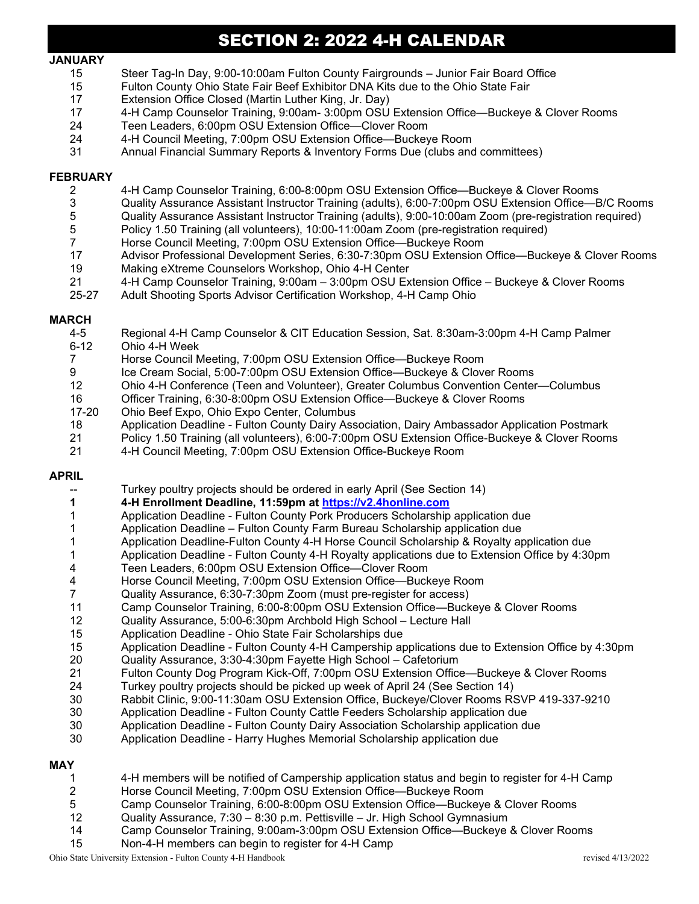# SECTION 2: 2022 4-H CALENDAR

**JANUARY**

| | |
|---|---|
| 15 | Steer Tag-In Day, 9:00-10:00am Fulton County Fairgrounds – Junior Fair Board Office |
| 15 | Fulton County Ohio State Fair Beef Exhibitor DNA Kits due to the Ohio State Fair |
| 17 | Extension Office Closed (Martin Luther King, Jr. Day) |
| 17 | 4-H Camp Counselor Training, 9:00am- 3:00pm OSU Extension Office—Buckeye & Clover Rooms |
| 24 | Teen Leaders, 6:00pm OSU Extension Office—Clover Room |
| 24 | 4-H Council Meeting, 7:00pm OSU Extension Office—Buckeye Room |
| 31 | Annual Financial Summary Reports & Inventory Forms Due (clubs and committees) |

**FEBRUARY**

| | |
|---|---|
| 2 | 4-H Camp Counselor Training, 6:00-8:00pm OSU Extension Office—Buckeye & Clover Rooms |
| 3 | Quality Assurance Assistant Instructor Training (adults), 6:00-7:00pm OSU Extension Office—B/C Rooms |
| 5 | Quality Assurance Assistant Instructor Training (adults), 9:00-10:00am Zoom (pre-registration required) |
| 5 | Policy 1.50 Training (all volunteers), 10:00-11:00am Zoom (pre-registration required) |
| 7 | Horse Council Meeting, 7:00pm OSU Extension Office—Buckeye Room |
| 17 | Advisor Professional Development Series, 6:30-7:30pm OSU Extension Office—Buckeye & Clover Rooms |
| 19 | Making eXtreme Counselors Workshop, Ohio 4-H Center |
| 21 | 4-H Camp Counselor Training, 9:00am – 3:00pm OSU Extension Office – Buckeye & Clover Rooms |
| 25-27 | Adult Shooting Sports Advisor Certification Workshop, 4-H Camp Ohio |

**MARCH**

| | |
|---|---|
| 4-5 | Regional 4-H Camp Counselor & CIT Education Session, Sat. 8:30am-3:00pm 4-H Camp Palmer |
| 6-12 | Ohio 4-H Week |
| 7 | Horse Council Meeting, 7:00pm OSU Extension Office—Buckeye Room |
| 9 | Ice Cream Social, 5:00-7:00pm OSU Extension Office—Buckeye & Clover Rooms |
| 12 | Ohio 4-H Conference (Teen and Volunteer), Greater Columbus Convention Center—Columbus |
| 16 | Officer Training, 6:30-8:00pm OSU Extension Office—Buckeye & Clover Rooms |
| 17-20 | Ohio Beef Expo, Ohio Expo Center, Columbus |
| 18 | Application Deadline - Fulton County Dairy Association, Dairy Ambassador Application Postmark |
| 21 | Policy 1.50 Training (all volunteers), 6:00-7:00pm OSU Extension Office-Buckeye & Clover Rooms |
| 21 | 4-H Council Meeting, 7:00pm OSU Extension Office-Buckeye Room |

**APRIL**

| | |
|---|---|
| -- | Turkey poultry projects should be ordered in early April (See Section 14) |
| **1** | **4-H Enrollment Deadline, 11:59pm at https://v2.4honline.com** |
| 1 | Application Deadline - Fulton County Pork Producers Scholarship application due |
| 1 | Application Deadline – Fulton County Farm Bureau Scholarship application due |
| 1 | Application Deadline-Fulton County 4-H Horse Council Scholarship & Royalty application due |
| 1 | Application Deadline - Fulton County 4-H Royalty applications due to Extension Office by 4:30pm |
| 4 | Teen Leaders, 6:00pm OSU Extension Office—Clover Room |
| 4 | Horse Council Meeting, 7:00pm OSU Extension Office—Buckeye Room |
| 7 | Quality Assurance, 6:30-7:30pm Zoom (must pre-register for access) |
| 11 | Camp Counselor Training, 6:00-8:00pm OSU Extension Office—Buckeye & Clover Rooms |
| 12 | Quality Assurance, 5:00-6:30pm Archbold High School – Lecture Hall |
| 15 | Application Deadline - Ohio State Fair Scholarships due |
| 15 | Application Deadline - Fulton County 4-H Campership applications due to Extension Office by 4:30pm |
| 20 | Quality Assurance, 3:30-4:30pm Fayette High School – Cafetorium |
| 21 | Fulton County Dog Program Kick-Off, 7:00pm OSU Extension Office—Buckeye & Clover Rooms |
| 24 | Turkey poultry projects should be picked up week of April 24 (See Section 14) |
| 30 | Rabbit Clinic, 9:00-11:30am OSU Extension Office, Buckeye/Clover Rooms RSVP 419-337-9210 |
| 30 | Application Deadline - Fulton County Cattle Feeders Scholarship application due |
| 30 | Application Deadline - Fulton County Dairy Association Scholarship application due |
| 30 | Application Deadline - Harry Hughes Memorial Scholarship application due |

**MAY**

| | |
|---|---|
| 1 | 4-H members will be notified of Campership application status and begin to register for 4-H Camp |
| 2 | Horse Council Meeting, 7:00pm OSU Extension Office—Buckeye Room |
| 5 | Camp Counselor Training, 6:00-8:00pm OSU Extension Office—Buckeye & Clover Rooms |
| 12 | Quality Assurance, 7:30 – 8:30 p.m. Pettisville – Jr. High School Gymnasium |
| 14 | Camp Counselor Training, 9:00am-3:00pm OSU Extension Office—Buckeye & Clover Rooms |
| 15 | Non-4-H members can begin to register for 4-H Camp |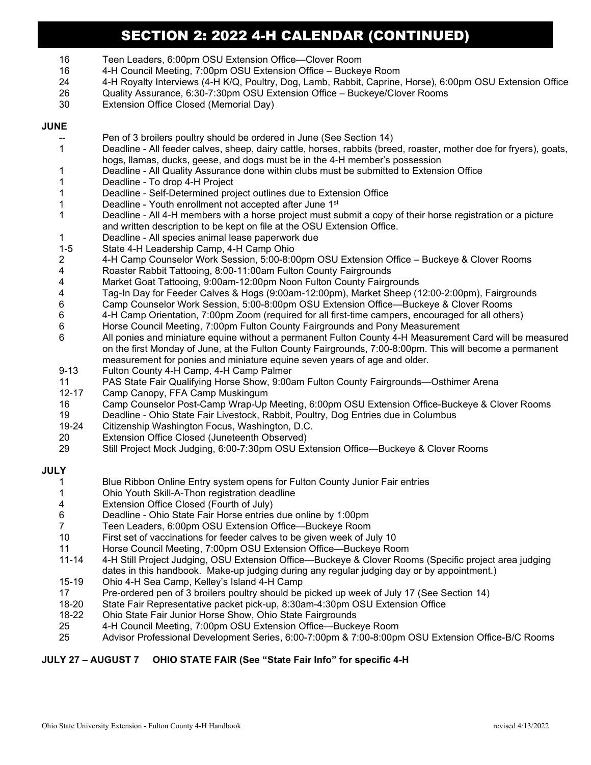# SECTION 2: 2022 4-H CALENDAR (CONTINUED)

- 16 Teen Leaders, 6:00pm OSU Extension Office—Clover Room
- 16 4-H Council Meeting, 7:00pm OSU Extension Office – Buckeye Room
- 24 4-H Royalty Interviews (4-H K/Q, Poultry, Dog, Lamb, Rabbit, Caprine, Horse), 6:00pm OSU Extension Office
- 26 Quality Assurance, 6:30-7:30pm OSU Extension Office – Buckeye/Clover Rooms
- 30 Extension Office Closed (Memorial Day)

**JUNE**

- -- Pen of 3 broilers poultry should be ordered in June (See Section 14)
- 1 Deadline - All feeder calves, sheep, dairy cattle, horses, rabbits (breed, roaster, mother doe for fryers), goats, hogs, llamas, ducks, geese, and dogs must be in the 4-H member's possession
- 1 Deadline - All Quality Assurance done within clubs must be submitted to Extension Office
- 1 Deadline - To drop 4-H Project
- 1 Deadline - Self-Determined project outlines due to Extension Office
- 1 Deadline - Youth enrollment not accepted after June 1st
- 1 Deadline - All 4-H members with a horse project must submit a copy of their horse registration or a picture and written description to be kept on file at the OSU Extension Office.
- 1 Deadline - All species animal lease paperwork due
- 1-5 State 4-H Leadership Camp, 4-H Camp Ohio
- 2 4-H Camp Counselor Work Session, 5:00-8:00pm OSU Extension Office – Buckeye & Clover Rooms
- 4 Roaster Rabbit Tattooing, 8:00-11:00am Fulton County Fairgrounds
- 4 Market Goat Tattooing, 9:00am-12:00pm Noon Fulton County Fairgrounds
- 4 Tag-In Day for Feeder Calves & Hogs (9:00am-12:00pm), Market Sheep (12:00-2:00pm), Fairgrounds
- 6 Camp Counselor Work Session, 5:00-8:00pm OSU Extension Office—Buckeye & Clover Rooms
- 6 4-H Camp Orientation, 7:00pm Zoom (required for all first-time campers, encouraged for all others)
- 6 Horse Council Meeting, 7:00pm Fulton County Fairgrounds and Pony Measurement
- 6 All ponies and miniature equine without a permanent Fulton County 4-H Measurement Card will be measured on the first Monday of June, at the Fulton County Fairgrounds, 7:00-8:00pm. This will become a permanent measurement for ponies and miniature equine seven years of age and older.
- 9-13 Fulton County 4-H Camp, 4-H Camp Palmer
- 11 PAS State Fair Qualifying Horse Show, 9:00am Fulton County Fairgrounds—Osthimer Arena
- 12-17 Camp Canopy, FFA Camp Muskingum
- 16 Camp Counselor Post-Camp Wrap-Up Meeting, 6:00pm OSU Extension Office-Buckeye & Clover Rooms
- 19 Deadline - Ohio State Fair Livestock, Rabbit, Poultry, Dog Entries due in Columbus
- 19-24 Citizenship Washington Focus, Washington, D.C.
- 20 Extension Office Closed (Juneteenth Observed)
- 29 Still Project Mock Judging, 6:00-7:30pm OSU Extension Office—Buckeye & Clover Rooms

**JULY**

- 1 Blue Ribbon Online Entry system opens for Fulton County Junior Fair entries
- 1 Ohio Youth Skill-A-Thon registration deadline
- 4 Extension Office Closed (Fourth of July)
- 6 Deadline - Ohio State Fair Horse entries due online by 1:00pm
- 7 Teen Leaders, 6:00pm OSU Extension Office—Buckeye Room
- 10 First set of vaccinations for feeder calves to be given week of July 10
- 11 Horse Council Meeting, 7:00pm OSU Extension Office—Buckeye Room
- 11-14 4-H Still Project Judging, OSU Extension Office—Buckeye & Clover Rooms (Specific project area judging dates in this handbook. Make-up judging during any regular judging day or by appointment.)
- 15-19 Ohio 4-H Sea Camp, Kelley's Island 4-H Camp
- 17 Pre-ordered pen of 3 broilers poultry should be picked up week of July 17 (See Section 14)
- 18-20 State Fair Representative packet pick-up, 8:30am-4:30pm OSU Extension Office
- 18-22 Ohio State Fair Junior Horse Show, Ohio State Fairgrounds
- 25 4-H Council Meeting, 7:00pm OSU Extension Office—Buckeye Room
- 25 Advisor Professional Development Series, 6:00-7:00pm & 7:00-8:00pm OSU Extension Office-B/C Rooms

**JULY 27 – AUGUST 7 OHIO STATE FAIR (See "State Fair Info" for specific 4-H**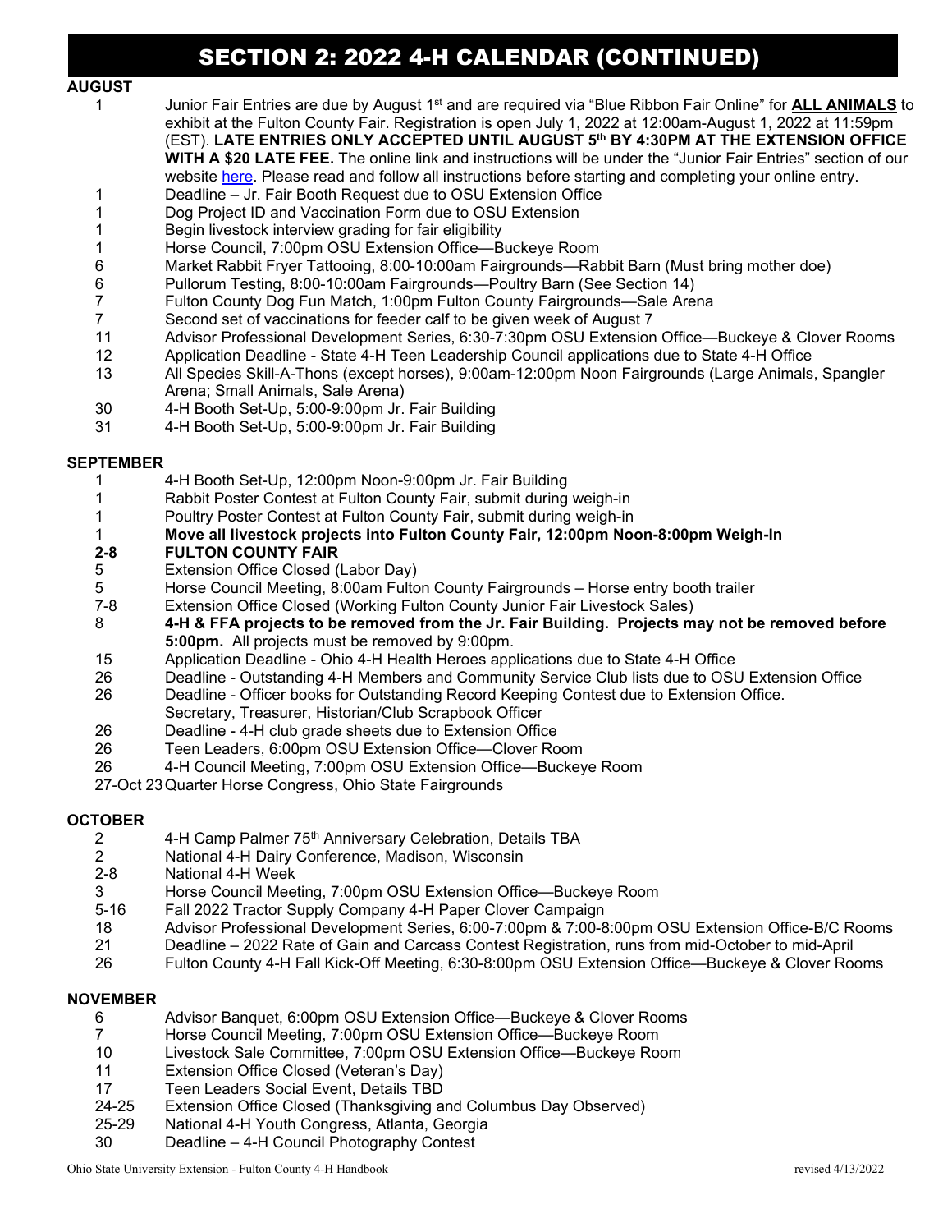# SECTION 2: 2022 4-H CALENDAR (CONTINUED)

**AUGUST**

| | |
|---|---|
| 1 | Junior Fair Entries are due by August 1st and are required via "Blue Ribbon Fair Online" for **ALL ANIMALS** to exhibit at the Fulton County Fair. Registration is open July 1, 2022 at 12:00am-August 1, 2022 at 11:59pm (EST). **LATE ENTRIES ONLY ACCEPTED UNTIL AUGUST 5th BY 4:30PM AT THE EXTENSION OFFICE WITH A $20 LATE FEE.** The online link and instructions will be under the "Junior Fair Entries" section of our website here. Please read and follow all instructions before starting and completing your online entry. |
| 1 | Deadline – Jr. Fair Booth Request due to OSU Extension Office |
| 1 | Dog Project ID and Vaccination Form due to OSU Extension |
| 1 | Begin livestock interview grading for fair eligibility |
| 1 | Horse Council, 7:00pm OSU Extension Office—Buckeye Room |
| 6 | Market Rabbit Fryer Tattooing, 8:00-10:00am Fairgrounds—Rabbit Barn (Must bring mother doe) |
| 6 | Pullorum Testing, 8:00-10:00am Fairgrounds—Poultry Barn (See Section 14) |
| 7 | Fulton County Dog Fun Match, 1:00pm Fulton County Fairgrounds—Sale Arena |
| 7 | Second set of vaccinations for feeder calf to be given week of August 7 |
| 11 | Advisor Professional Development Series, 6:30-7:30pm OSU Extension Office—Buckeye & Clover Rooms |
| 12 | Application Deadline - State 4-H Teen Leadership Council applications due to State 4-H Office |
| 13 | All Species Skill-A-Thons (except horses), 9:00am-12:00pm Noon Fairgrounds (Large Animals, Spangler Arena; Small Animals, Sale Arena) |
| 30 | 4-H Booth Set-Up, 5:00-9:00pm Jr. Fair Building |
| 31 | 4-H Booth Set-Up, 5:00-9:00pm Jr. Fair Building |

**SEPTEMBER**

| | |
|---|---|
| 1 | 4-H Booth Set-Up, 12:00pm Noon-9:00pm Jr. Fair Building |
| 1 | Rabbit Poster Contest at Fulton County Fair, submit during weigh-in |
| 1 | Poultry Poster Contest at Fulton County Fair, submit during weigh-in |
| **1** | **Move all livestock projects into Fulton County Fair, 12:00pm Noon-8:00pm Weigh-In** |
| **2-8** | **FULTON COUNTY FAIR** |
| 5 | Extension Office Closed (Labor Day) |
| 5 | Horse Council Meeting, 8:00am Fulton County Fairgrounds – Horse entry booth trailer |
| 7-8 | Extension Office Closed (Working Fulton County Junior Fair Livestock Sales) |
| 8 | **4-H & FFA projects to be removed from the Jr. Fair Building. Projects may not be removed before 5:00pm.** All projects must be removed by 9:00pm. |
| 15 | Application Deadline - Ohio 4-H Health Heroes applications due to State 4-H Office |
| 26 | Deadline - Outstanding 4-H Members and Community Service Club lists due to OSU Extension Office |
| 26 | Deadline - Officer books for Outstanding Record Keeping Contest due to Extension Office. Secretary, Treasurer, Historian/Club Scrapbook Officer |
| 26 | Deadline - 4-H club grade sheets due to Extension Office |
| 26 | Teen Leaders, 6:00pm OSU Extension Office—Clover Room |
| 26 | 4-H Council Meeting, 7:00pm OSU Extension Office—Buckeye Room |
| 27-Oct 23 | Quarter Horse Congress, Ohio State Fairgrounds |

**OCTOBER**

| | |
|---|---|
| 2 | 4-H Camp Palmer 75th Anniversary Celebration, Details TBA |
| 2 | National 4-H Dairy Conference, Madison, Wisconsin |
| 2-8 | National 4-H Week |
| 3 | Horse Council Meeting, 7:00pm OSU Extension Office—Buckeye Room |
| 5-16 | Fall 2022 Tractor Supply Company 4-H Paper Clover Campaign |
| 18 | Advisor Professional Development Series, 6:00-7:00pm & 7:00-8:00pm OSU Extension Office-B/C Rooms |
| 21 | Deadline – 2022 Rate of Gain and Carcass Contest Registration, runs from mid-October to mid-April |
| 26 | Fulton County 4-H Fall Kick-Off Meeting, 6:30-8:00pm OSU Extension Office—Buckeye & Clover Rooms |

**NOVEMBER**

| | |
|---|---|
| 6 | Advisor Banquet, 6:00pm OSU Extension Office—Buckeye & Clover Rooms |
| 7 | Horse Council Meeting, 7:00pm OSU Extension Office—Buckeye Room |
| 10 | Livestock Sale Committee, 7:00pm OSU Extension Office—Buckeye Room |
| 11 | Extension Office Closed (Veteran's Day) |
| 17 | Teen Leaders Social Event, Details TBD |
| 24-25 | Extension Office Closed (Thanksgiving and Columbus Day Observed) |
| 25-29 | National 4-H Youth Congress, Atlanta, Georgia |
| 30 | Deadline – 4-H Council Photography Contest |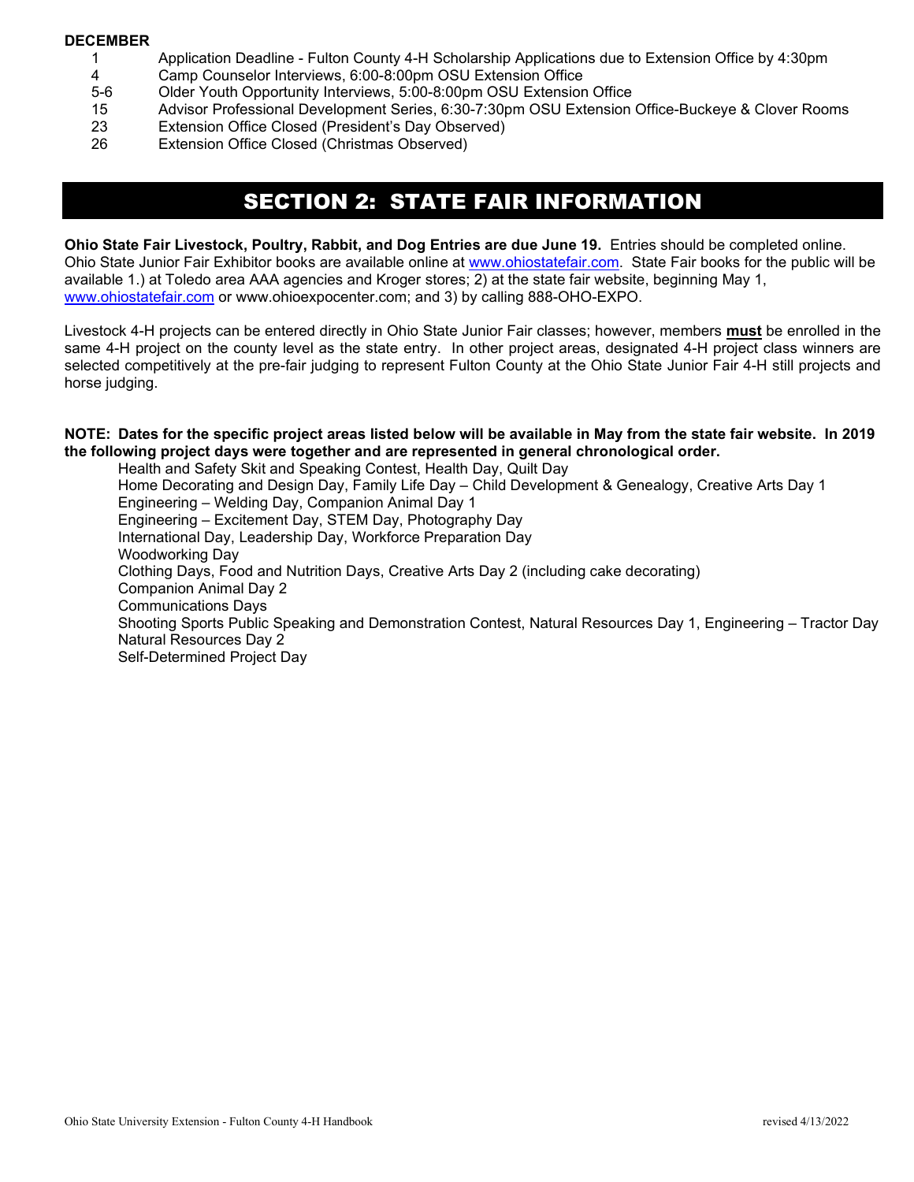**DECEMBER**

| | |
|---|---|
| 1 | Application Deadline - Fulton County 4-H Scholarship Applications due to Extension Office by 4:30pm |
| 4 | Camp Counselor Interviews, 6:00-8:00pm OSU Extension Office |
| 5-6 | Older Youth Opportunity Interviews, 5:00-8:00pm OSU Extension Office |
| 15 | Advisor Professional Development Series, 6:30-7:30pm OSU Extension Office-Buckeye & Clover Rooms |
| 23 | Extension Office Closed (President's Day Observed) |
| 26 | Extension Office Closed (Christmas Observed) |

# SECTION 2: STATE FAIR INFORMATION

**Ohio State Fair Livestock, Poultry, Rabbit, and Dog Entries are due June 19.** Entries should be completed online. Ohio State Junior Fair Exhibitor books are available online at www.ohiostatefair.com. State Fair books for the public will be available 1.) at Toledo area AAA agencies and Kroger stores; 2) at the state fair website, beginning May 1, www.ohiostatefair.com or www.ohioexpocenter.com; and 3) by calling 888-OHO-EXPO.

Livestock 4-H projects can be entered directly in Ohio State Junior Fair classes; however, members **must** be enrolled in the same 4-H project on the county level as the state entry. In other project areas, designated 4-H project class winners are selected competitively at the pre-fair judging to represent Fulton County at the Ohio State Junior Fair 4-H still projects and horse judging.

**NOTE: Dates for the specific project areas listed below will be available in May from the state fair website. In 2019 the following project days were together and are represented in general chronological order.**

- Health and Safety Skit and Speaking Contest, Health Day, Quilt Day
- Home Decorating and Design Day, Family Life Day – Child Development & Genealogy, Creative Arts Day 1
- Engineering – Welding Day, Companion Animal Day 1
- Engineering – Excitement Day, STEM Day, Photography Day
- International Day, Leadership Day, Workforce Preparation Day
- Woodworking Day
- Clothing Days, Food and Nutrition Days, Creative Arts Day 2 (including cake decorating)
- Companion Animal Day 2
- Communications Days
- Shooting Sports Public Speaking and Demonstration Contest, Natural Resources Day 1, Engineering – Tractor Day
- Natural Resources Day 2
- Self-Determined Project Day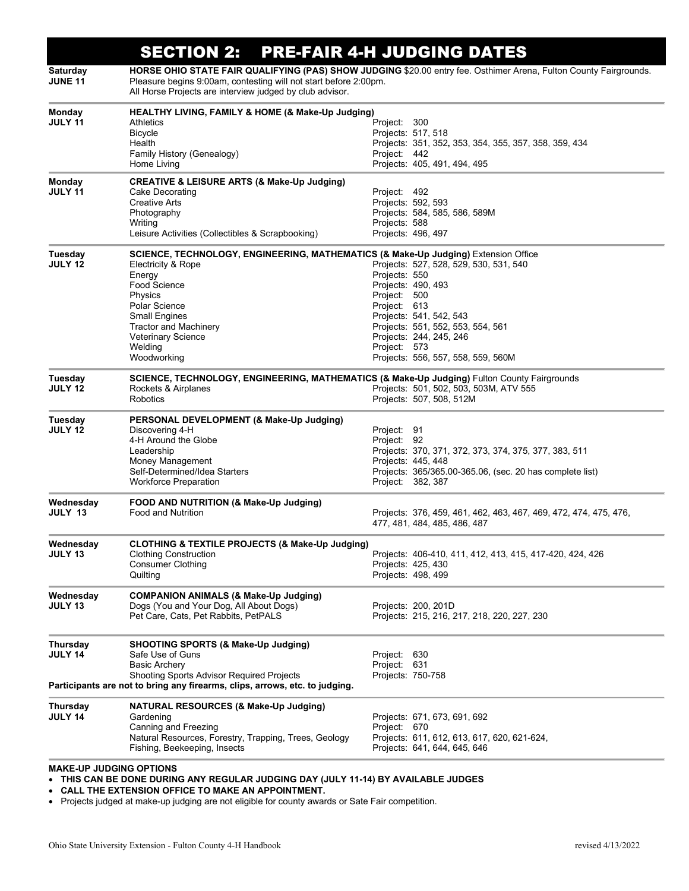# SECTION 2: PRE-FAIR 4-H JUDGING DATES

| | | |
|---|---|---|
| **Saturday JUNE 11** | **HORSE OHIO STATE FAIR QUALIFYING (PAS) SHOW JUDGING** $20.00 entry fee. Osthimer Arena, Fulton County Fairgrounds. Pleasure begins 9:00am, contesting will not start before 2:00pm. All Horse Projects are interview judged by club advisor. | |
| **Monday JULY 11** | **HEALTHY LIVING, FAMILY & HOME (& Make-Up Judging)** | |
| | Athletics | Project: 300 |
| | Bicycle | Projects: 517, 518 |
| | Health | Projects: 351, 352, 353, 354, 355, 357, 358, 359, 434 |
| | Family History (Genealogy) | Project: 442 |
| | Home Living | Projects: 405, 491, 494, 495 |
| **Monday JULY 11** | **CREATIVE & LEISURE ARTS (& Make-Up Judging)** | |
| | Cake Decorating | Project: 492 |
| | Creative Arts | Projects: 592, 593 |
| | Photography | Projects: 584, 585, 586, 589M |
| | Writing | Projects: 588 |
| | Leisure Activities (Collectibles & Scrapbooking) | Projects: 496, 497 |
| **Tuesday JULY 12** | **SCIENCE, TECHNOLOGY, ENGINEERING, MATHEMATICS (& Make-Up Judging)** Extension Office | |
| | Electricity & Rope | Projects: 527, 528, 529, 530, 531, 540 |
| | Energy | Projects: 550 |
| | Food Science | Projects: 490, 493 |
| | Physics | Project: 500 |
| | Polar Science | Project: 613 |
| | Small Engines | Projects: 541, 542, 543 |
| | Tractor and Machinery | Projects: 551, 552, 553, 554, 561 |
| | Veterinary Science | Projects: 244, 245, 246 |
| | Welding | Project: 573 |
| | Woodworking | Projects: 556, 557, 558, 559, 560M |
| **Tuesday JULY 12** | **SCIENCE, TECHNOLOGY, ENGINEERING, MATHEMATICS (& Make-Up Judging)** Fulton County Fairgrounds | |
| | Rockets & Airplanes | Projects: 501, 502, 503, 503M, ATV 555 |
| | Robotics | Projects: 507, 508, 512M |
| **Tuesday JULY 12** | **PERSONAL DEVELOPMENT (& Make-Up Judging)** | |
| | Discovering 4-H | Project: 91 |
| | 4-H Around the Globe | Project: 92 |
| | Leadership | Projects: 370, 371, 372, 373, 374, 375, 377, 383, 511 |
| | Money Management | Projects: 445, 448 |
| | Self-Determined/Idea Starters | Projects: 365/365.00-365.06, (sec. 20 has complete list) |
| | Workforce Preparation | Project: 382, 387 |
| **Wednesday JULY 13** | **FOOD AND NUTRITION (& Make-Up Judging)** | |
| | Food and Nutrition | Projects: 376, 459, 461, 462, 463, 467, 469, 472, 474, 475, 476, 477, 481, 484, 485, 486, 487 |
| **Wednesday JULY 13** | **CLOTHING & TEXTILE PROJECTS (& Make-Up Judging)** | |
| | Clothing Construction | Projects: 406-410, 411, 412, 413, 415, 417-420, 424, 426 |
| | Consumer Clothing | Projects: 425, 430 |
| | Quilting | Projects: 498, 499 |
| **Wednesday JULY 13** | **COMPANION ANIMALS (& Make-Up Judging)** | |
| | Dogs (You and Your Dog, All About Dogs) | Projects: 200, 201D |
| | Pet Care, Cats, Pet Rabbits, PetPALS | Projects: 215, 216, 217, 218, 220, 227, 230 |
| **Thursday JULY 14** | **SHOOTING SPORTS (& Make-Up Judging)** | |
| | Safe Use of Guns | Project: 630 |
| | Basic Archery | Project: 631 |
| | Shooting Sports Advisor Required Projects | Projects: 750-758 |
| **Participants are not to bring any firearms, clips, arrows, etc. to judging.** | | |
| **Thursday JULY 14** | **NATURAL RESOURCES (& Make-Up Judging)** | |
| | Gardening | Projects: 671, 673, 691, 692 |
| | Canning and Freezing | Project: 670 |
| | Natural Resources, Forestry, Trapping, Trees, Geology | Projects: 611, 612, 613, 617, 620, 621-624, |
| | Fishing, Beekeeping, Insects | Projects: 641, 644, 645, 646 |

**MAKE-UP JUDGING OPTIONS**

- **THIS CAN BE DONE DURING ANY REGULAR JUDGING DAY (JULY 11-14) BY AVAILABLE JUDGES**
- **CALL THE EXTENSION OFFICE TO MAKE AN APPOINTMENT.**
- Projects judged at make-up judging are not eligible for county awards or Sate Fair competition.